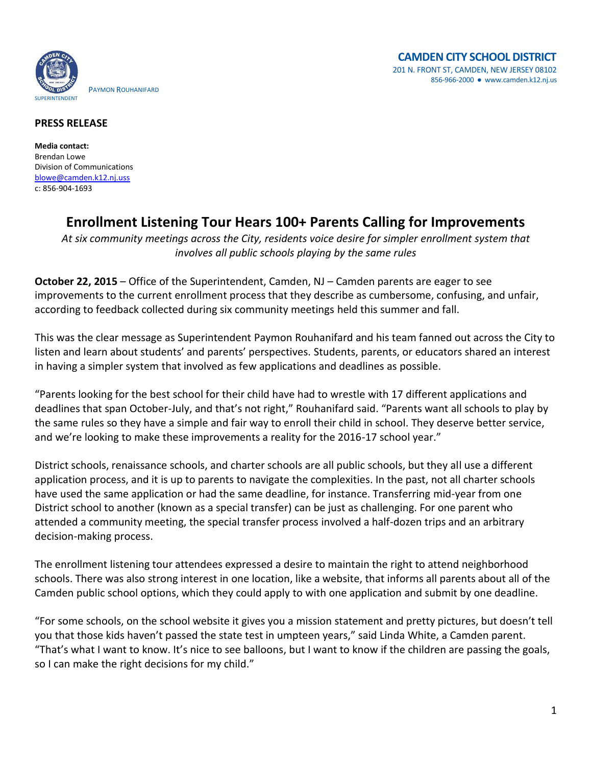PAYMON ROUHANIFARD
SUPERINTENDENT

**CAMDEN CITY SCHOOL DISTRICT**
201 N. FRONT ST, CAMDEN, NEW JERSEY 08102
856-966-2000 ● www.camden.k12.nj.us

**PRESS RELEASE**

**Media contact:**
Brendan Lowe
Division of Communications
blowe@camden.k12.nj.uss
c: 856-904-1693

# Enrollment Listening Tour Hears 100+ Parents Calling for Improvements

*At six community meetings across the City, residents voice desire for simpler enrollment system that involves all public schools playing by the same rules*

**October 22, 2015** – Office of the Superintendent, Camden, NJ – Camden parents are eager to see improvements to the current enrollment process that they describe as cumbersome, confusing, and unfair, according to feedback collected during six community meetings held this summer and fall.

This was the clear message as Superintendent Paymon Rouhanifard and his team fanned out across the City to listen and learn about students' and parents' perspectives. Students, parents, or educators shared an interest in having a simpler system that involved as few applications and deadlines as possible.

"Parents looking for the best school for their child have had to wrestle with 17 different applications and deadlines that span October-July, and that's not right," Rouhanifard said. "Parents want all schools to play by the same rules so they have a simple and fair way to enroll their child in school. They deserve better service, and we're looking to make these improvements a reality for the 2016-17 school year."

District schools, renaissance schools, and charter schools are all public schools, but they all use a different application process, and it is up to parents to navigate the complexities. In the past, not all charter schools have used the same application or had the same deadline, for instance. Transferring mid-year from one District school to another (known as a special transfer) can be just as challenging. For one parent who attended a community meeting, the special transfer process involved a half-dozen trips and an arbitrary decision-making process.

The enrollment listening tour attendees expressed a desire to maintain the right to attend neighborhood schools. There was also strong interest in one location, like a website, that informs all parents about all of the Camden public school options, which they could apply to with one application and submit by one deadline.

"For some schools, on the school website it gives you a mission statement and pretty pictures, but doesn't tell you that those kids haven't passed the state test in umpteen years," said Linda White, a Camden parent. "That's what I want to know. It's nice to see balloons, but I want to know if the children are passing the goals, so I can make the right decisions for my child."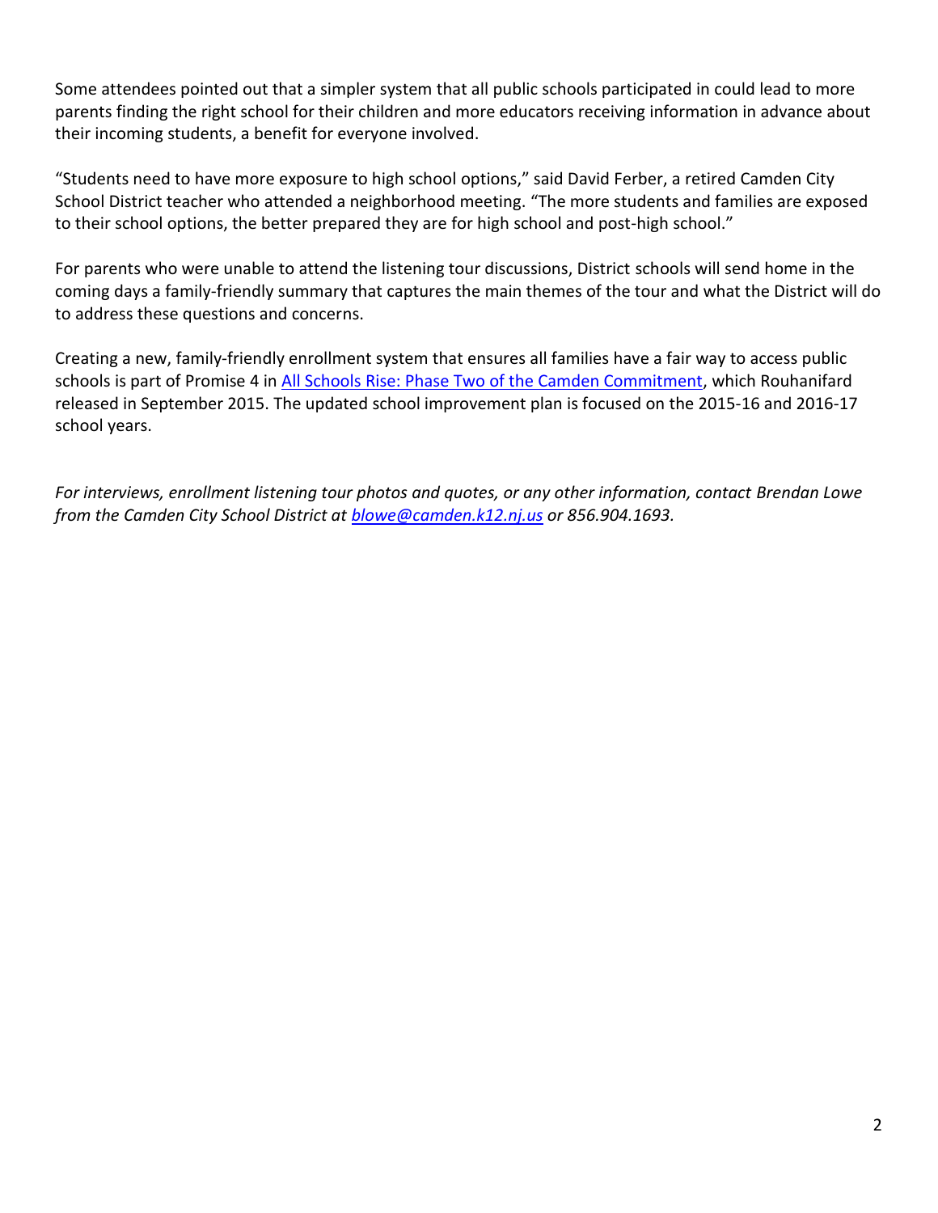Some attendees pointed out that a simpler system that all public schools participated in could lead to more parents finding the right school for their children and more educators receiving information in advance about their incoming students, a benefit for everyone involved.

"Students need to have more exposure to high school options," said David Ferber, a retired Camden City School District teacher who attended a neighborhood meeting. "The more students and families are exposed to their school options, the better prepared they are for high school and post-high school."

For parents who were unable to attend the listening tour discussions, District schools will send home in the coming days a family-friendly summary that captures the main themes of the tour and what the District will do to address these questions and concerns.

Creating a new, family-friendly enrollment system that ensures all families have a fair way to access public schools is part of Promise 4 in All Schools Rise: Phase Two of the Camden Commitment, which Rouhanifard released in September 2015. The updated school improvement plan is focused on the 2015-16 and 2016-17 school years.

*For interviews, enrollment listening tour photos and quotes, or any other information, contact Brendan Lowe from the Camden City School District at blowe@camden.k12.nj.us or 856.904.1693.*